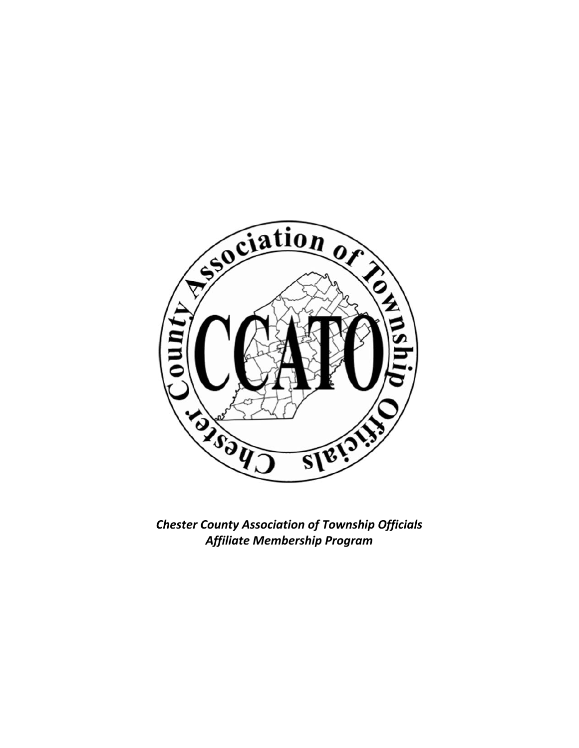*Chester County Association of Township Officials*
*Affiliate Membership Program*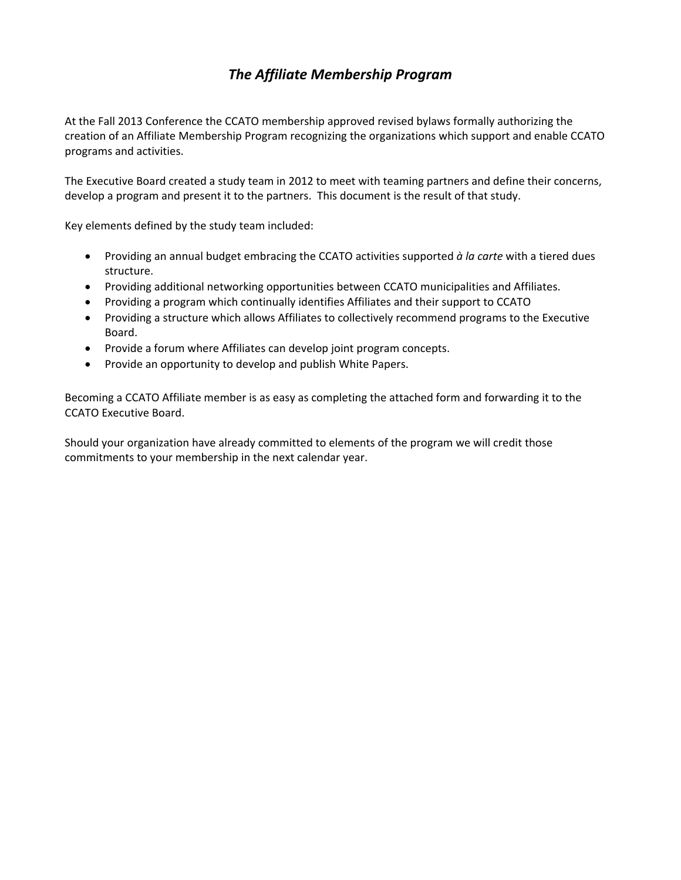# *The Affiliate Membership Program*

At the Fall 2013 Conference the CCATO membership approved revised bylaws formally authorizing the creation of an Affiliate Membership Program recognizing the organizations which support and enable CCATO programs and activities.

The Executive Board created a study team in 2012 to meet with teaming partners and define their concerns, develop a program and present it to the partners. This document is the result of that study.

Key elements defined by the study team included:

- Providing an annual budget embracing the CCATO activities supported *à la carte* with a tiered dues structure.
- Providing additional networking opportunities between CCATO municipalities and Affiliates.
- Providing a program which continually identifies Affiliates and their support to CCATO
- Providing a structure which allows Affiliates to collectively recommend programs to the Executive Board.
- Provide a forum where Affiliates can develop joint program concepts.
- Provide an opportunity to develop and publish White Papers.

Becoming a CCATO Affiliate member is as easy as completing the attached form and forwarding it to the CCATO Executive Board.

Should your organization have already committed to elements of the program we will credit those commitments to your membership in the next calendar year.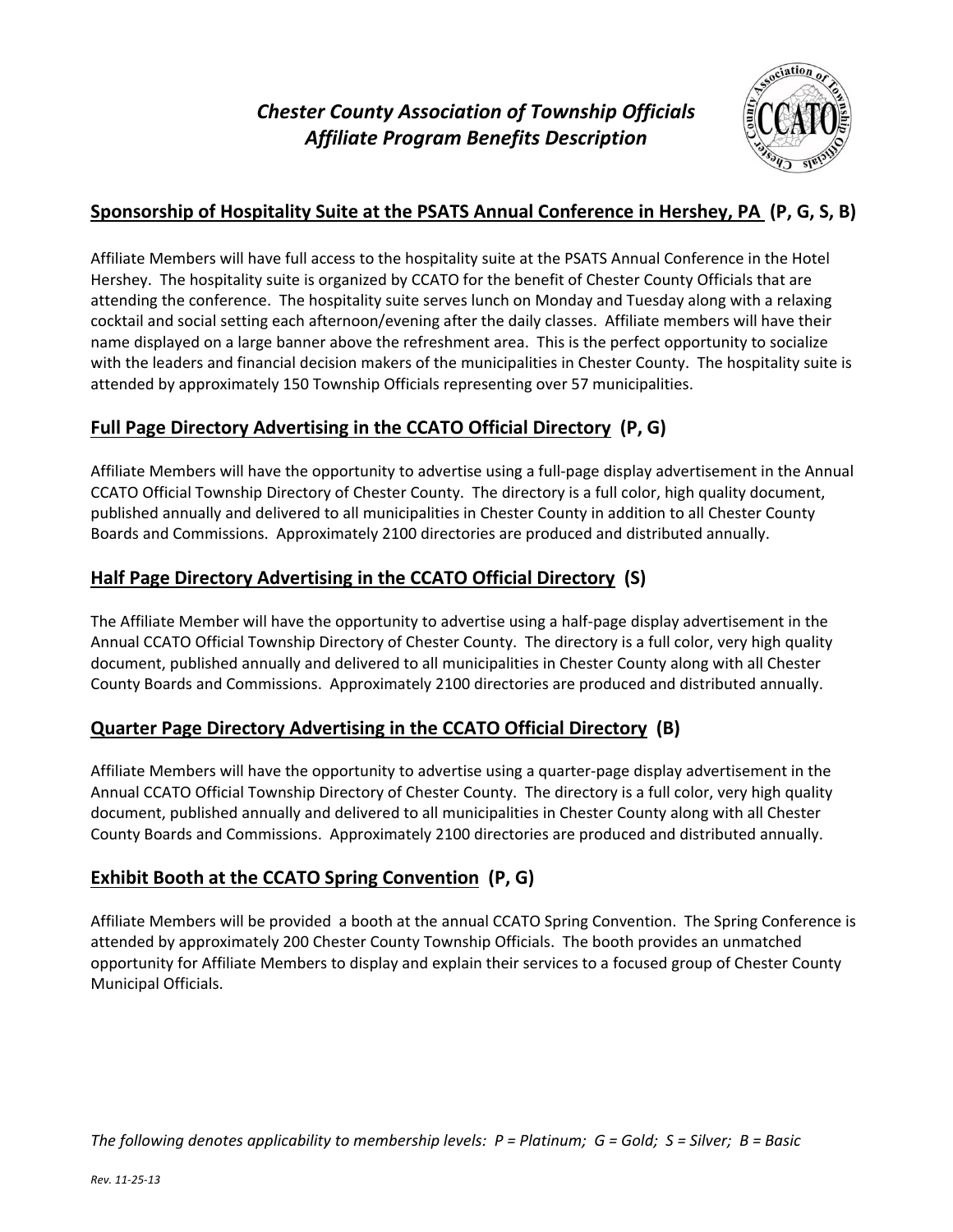# *Chester County Association of Township Officials*
# *Affiliate Program Benefits Description*

## Sponsorship of Hospitality Suite at the PSATS Annual Conference in Hershey, PA (P, G, S, B)

Affiliate Members will have full access to the hospitality suite at the PSATS Annual Conference in the Hotel Hershey. The hospitality suite is organized by CCATO for the benefit of Chester County Officials that are attending the conference. The hospitality suite serves lunch on Monday and Tuesday along with a relaxing cocktail and social setting each afternoon/evening after the daily classes. Affiliate members will have their name displayed on a large banner above the refreshment area. This is the perfect opportunity to socialize with the leaders and financial decision makers of the municipalities in Chester County. The hospitality suite is attended by approximately 150 Township Officials representing over 57 municipalities.

## Full Page Directory Advertising in the CCATO Official Directory (P, G)

Affiliate Members will have the opportunity to advertise using a full-page display advertisement in the Annual CCATO Official Township Directory of Chester County. The directory is a full color, high quality document, published annually and delivered to all municipalities in Chester County in addition to all Chester County Boards and Commissions. Approximately 2100 directories are produced and distributed annually.

## Half Page Directory Advertising in the CCATO Official Directory (S)

The Affiliate Member will have the opportunity to advertise using a half-page display advertisement in the Annual CCATO Official Township Directory of Chester County. The directory is a full color, very high quality document, published annually and delivered to all municipalities in Chester County along with all Chester County Boards and Commissions. Approximately 2100 directories are produced and distributed annually.

## Quarter Page Directory Advertising in the CCATO Official Directory (B)

Affiliate Members will have the opportunity to advertise using a quarter-page display advertisement in the Annual CCATO Official Township Directory of Chester County. The directory is a full color, very high quality document, published annually and delivered to all municipalities in Chester County along with all Chester County Boards and Commissions. Approximately 2100 directories are produced and distributed annually.

## Exhibit Booth at the CCATO Spring Convention (P, G)

Affiliate Members will be provided a booth at the annual CCATO Spring Convention. The Spring Conference is attended by approximately 200 Chester County Township Officials. The booth provides an unmatched opportunity for Affiliate Members to display and explain their services to a focused group of Chester County Municipal Officials.

*The following denotes applicability to membership levels: P = Platinum; G = Gold; S = Silver; B = Basic*

*Rev. 11-25-13*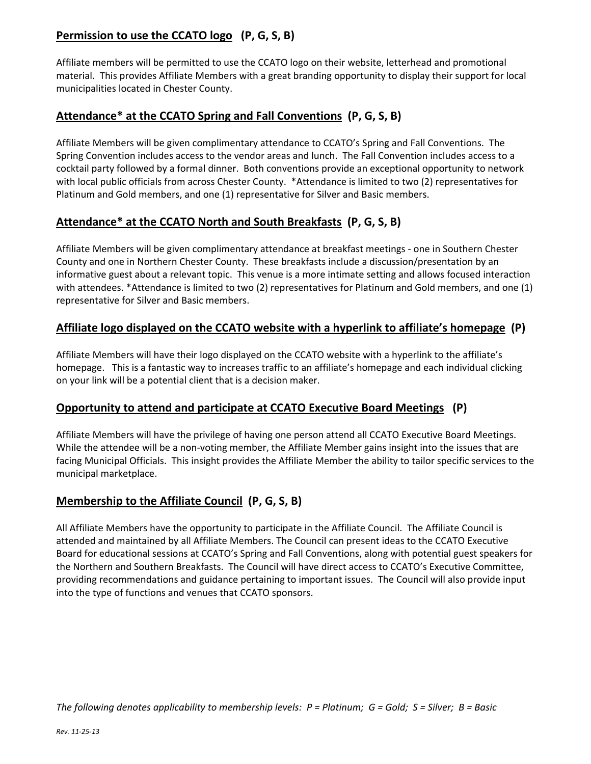## Permission to use the CCATO logo (P, G, S, B)

Affiliate members will be permitted to use the CCATO logo on their website, letterhead and promotional material. This provides Affiliate Members with a great branding opportunity to display their support for local municipalities located in Chester County.

## Attendance* at the CCATO Spring and Fall Conventions (P, G, S, B)

Affiliate Members will be given complimentary attendance to CCATO's Spring and Fall Conventions. The Spring Convention includes access to the vendor areas and lunch. The Fall Convention includes access to a cocktail party followed by a formal dinner. Both conventions provide an exceptional opportunity to network with local public officials from across Chester County. *Attendance is limited to two (2) representatives for Platinum and Gold members, and one (1) representative for Silver and Basic members.

## Attendance* at the CCATO North and South Breakfasts (P, G, S, B)

Affiliate Members will be given complimentary attendance at breakfast meetings - one in Southern Chester County and one in Northern Chester County. These breakfasts include a discussion/presentation by an informative guest about a relevant topic. This venue is a more intimate setting and allows focused interaction with attendees. *Attendance is limited to two (2) representatives for Platinum and Gold members, and one (1) representative for Silver and Basic members.

## Affiliate logo displayed on the CCATO website with a hyperlink to affiliate's homepage (P)

Affiliate Members will have their logo displayed on the CCATO website with a hyperlink to the affiliate's homepage. This is a fantastic way to increases traffic to an affiliate's homepage and each individual clicking on your link will be a potential client that is a decision maker.

## Opportunity to attend and participate at CCATO Executive Board Meetings (P)

Affiliate Members will have the privilege of having one person attend all CCATO Executive Board Meetings. While the attendee will be a non-voting member, the Affiliate Member gains insight into the issues that are facing Municipal Officials. This insight provides the Affiliate Member the ability to tailor specific services to the municipal marketplace.

## Membership to the Affiliate Council (P, G, S, B)

All Affiliate Members have the opportunity to participate in the Affiliate Council. The Affiliate Council is attended and maintained by all Affiliate Members. The Council can present ideas to the CCATO Executive Board for educational sessions at CCATO's Spring and Fall Conventions, along with potential guest speakers for the Northern and Southern Breakfasts. The Council will have direct access to CCATO's Executive Committee, providing recommendations and guidance pertaining to important issues. The Council will also provide input into the type of functions and venues that CCATO sponsors.

*The following denotes applicability to membership levels: P = Platinum; G = Gold; S = Silver; B = Basic*

*Rev. 11-25-13*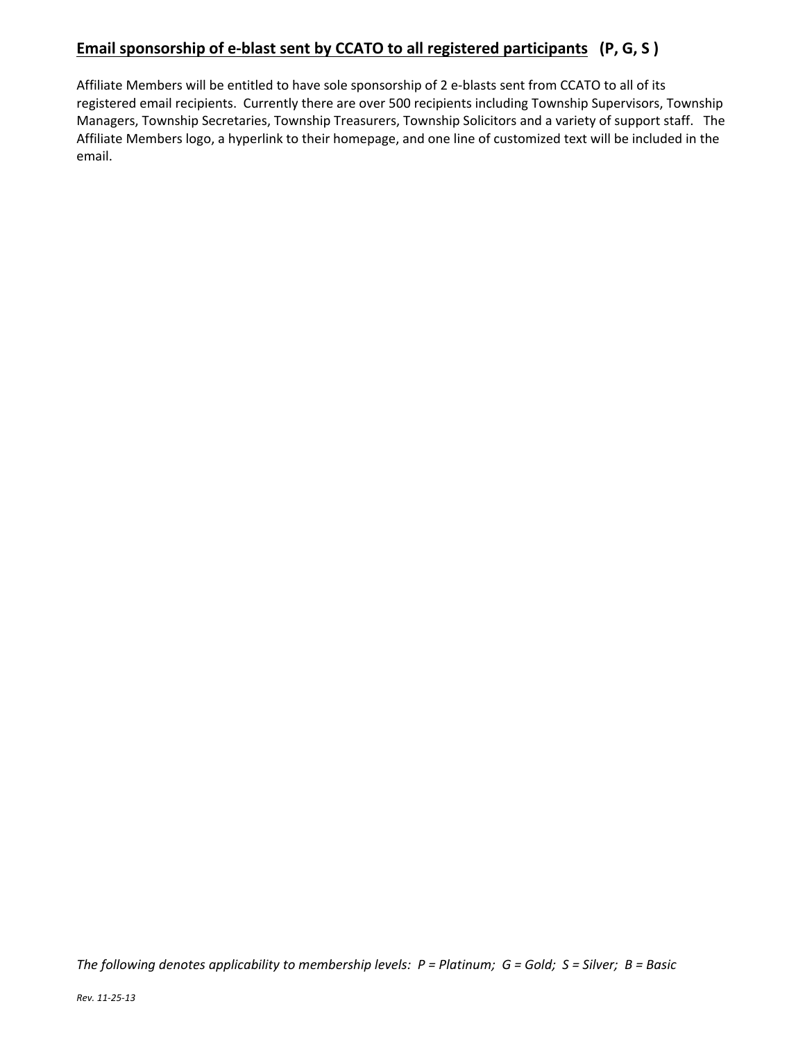## <u>Email sponsorship of e-blast sent by CCATO to all registered participants</u> (P, G, S )

Affiliate Members will be entitled to have sole sponsorship of 2 e-blasts sent from CCATO to all of its registered email recipients. Currently there are over 500 recipients including Township Supervisors, Township Managers, Township Secretaries, Township Treasurers, Township Solicitors and a variety of support staff. The Affiliate Members logo, a hyperlink to their homepage, and one line of customized text will be included in the email.

*The following denotes applicability to membership levels: P = Platinum; G = Gold; S = Silver; B = Basic*

*Rev. 11-25-13*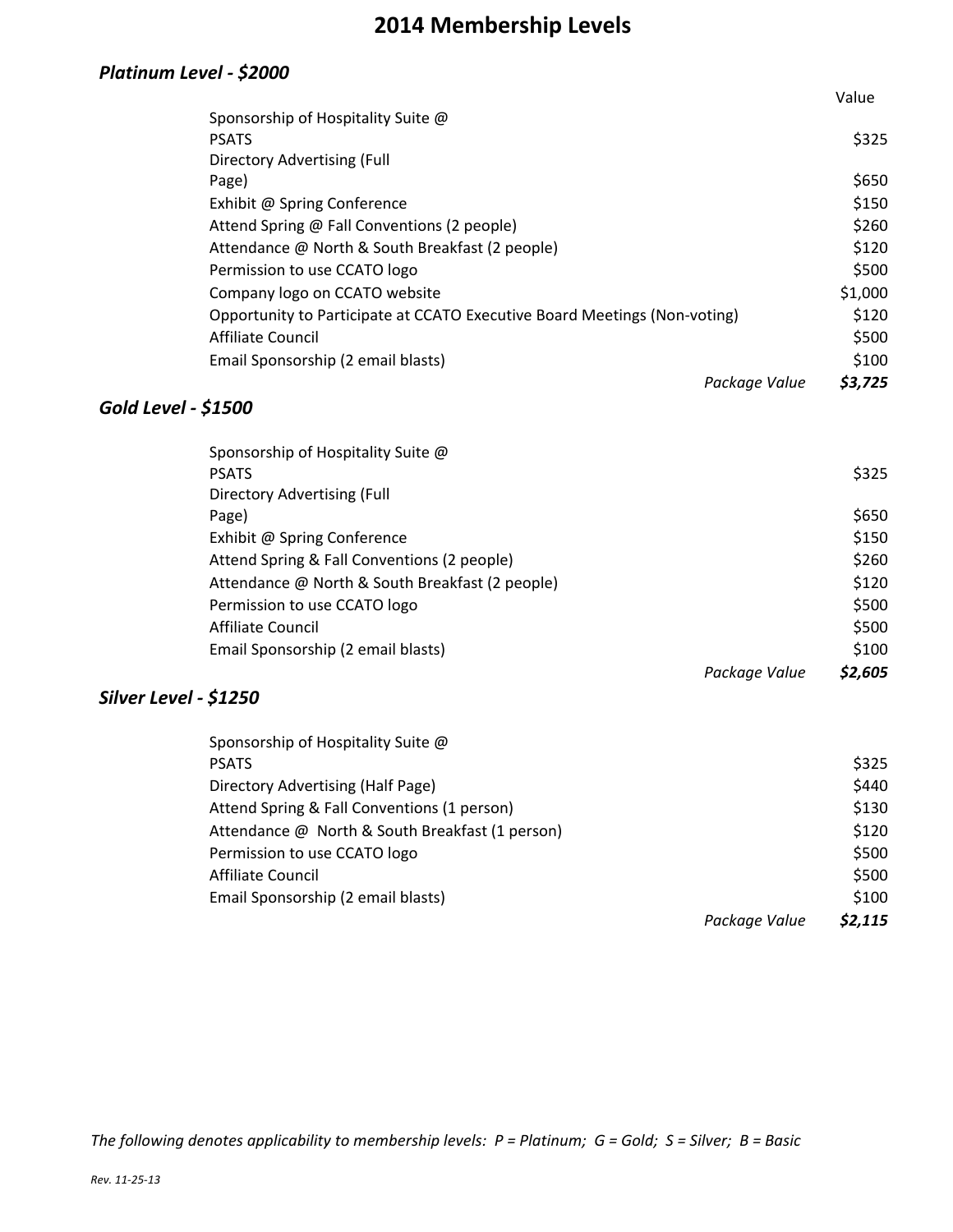# 2014 Membership Levels

## *Platinum Level - $2000*

| | Value |
|---|---|
| Sponsorship of Hospitality Suite @ PSATS | $325 |
| Directory Advertising (Full Page) | $650 |
| Exhibit @ Spring Conference | $150 |
| Attend Spring @ Fall Conventions (2 people) | $260 |
| Attendance @ North & South Breakfast (2 people) | $120 |
| Permission to use CCATO logo | $500 |
| Company logo on CCATO website | $1,000 |
| Opportunity to Participate at CCATO Executive Board Meetings (Non-voting) | $120 |
| Affiliate Council | $500 |
| Email Sponsorship (2 email blasts) | $100 |
| *Package Value* | ***$3,725*** |

## *Gold Level - $1500*

| | |
|---|---|
| Sponsorship of Hospitality Suite @ PSATS | $325 |
| Directory Advertising (Full Page) | $650 |
| Exhibit @ Spring Conference | $150 |
| Attend Spring & Fall Conventions (2 people) | $260 |
| Attendance @ North & South Breakfast (2 people) | $120 |
| Permission to use CCATO logo | $500 |
| Affiliate Council | $500 |
| Email Sponsorship (2 email blasts) | $100 |
| *Package Value* | ***$2,605*** |

## *Silver Level - $1250*

| | |
|---|---|
| Sponsorship of Hospitality Suite @ PSATS | $325 |
| Directory Advertising (Half Page) | $440 |
| Attend Spring & Fall Conventions (1 person) | $130 |
| Attendance @ North & South Breakfast (1 person) | $120 |
| Permission to use CCATO logo | $500 |
| Affiliate Council | $500 |
| Email Sponsorship (2 email blasts) | $100 |
| *Package Value* | ***$2,115*** |

*The following denotes applicability to membership levels: P = Platinum; G = Gold; S = Silver; B = Basic*

*Rev. 11-25-13*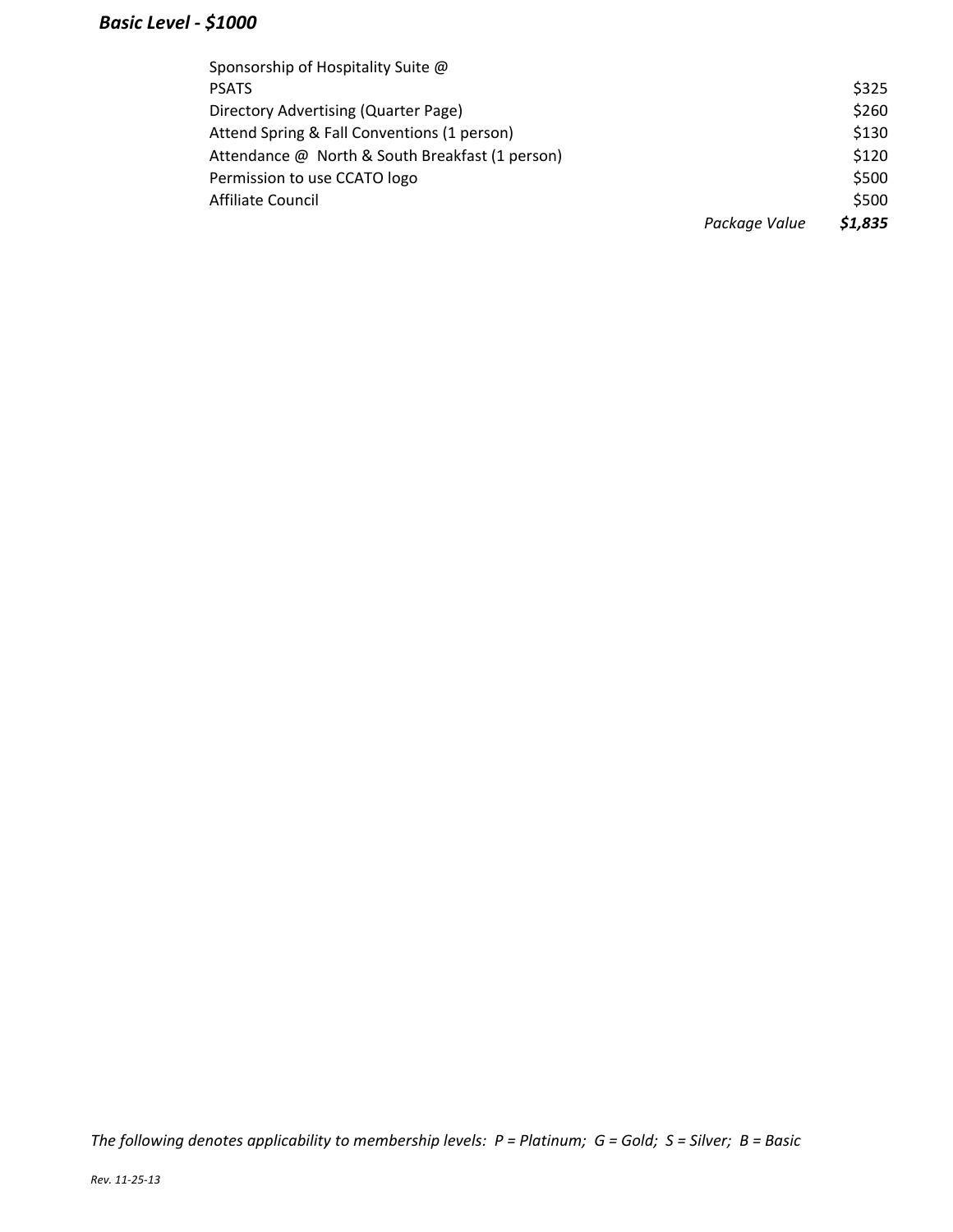***Basic Level - $1000***

| | | |
|---|---|---|
| Sponsorship of Hospitality Suite @ PSATS | | $325 |
| Directory Advertising (Quarter Page) | | $260 |
| Attend Spring & Fall Conventions (1 person) | | $130 |
| Attendance @ North & South Breakfast (1 person) | | $120 |
| Permission to use CCATO logo | | $500 |
| Affiliate Council | | $500 |
| | *Package Value* | ***$1,835*** |

*The following denotes applicability to membership levels: P = Platinum; G = Gold; S = Silver; B = Basic*

*Rev. 11-25-13*